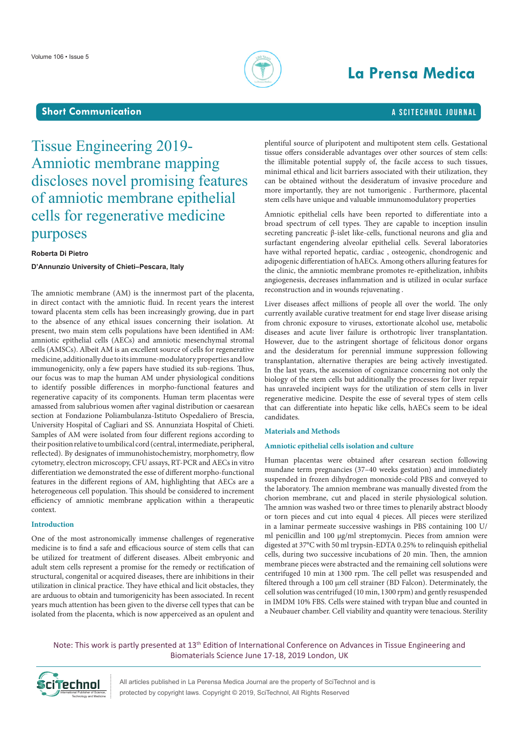Short Communication

# Tissue Engineering 2019-Amniotic membrane mapping discloses novel promising features of amniotic membrane epithelial cells for regenerative medicine purposes

**Roberta Di Pietro**

**D'Annunzio University of Chieti–Pescara, Italy**

The amniotic membrane (AM) is the innermost part of the placenta, in direct contact with the amniotic fluid. In recent years the interest toward placenta stem cells has been increasingly growing, due in part to the absence of any ethical issues concerning their isolation. At present, two main stem cells populations have been identified in AM: amniotic epithelial cells (AECs) and amniotic mesenchymal stromal cells (AMSCs). Albeit AM is an excellent source of cells for regenerative medicine, additionally due to its immune-modulatory properties and low immunogenicity, only a few papers have studied its sub-regions. Thus, our focus was to map the human AM under physiological conditions to identify possible differences in morpho-functional features and regenerative capacity of its components. Human term placentas were amassed from salubrious women after vaginal distribution or caesarean section at Fondazione Poliambulanza-Istituto Ospedaliero of Brescia, University Hospital of Cagliari and SS. Annunziata Hospital of Chieti. Samples of AM were isolated from four different regions according to their position relative to umbilical cord (central, intermediate, peripheral, reflected). By designates of immunohistochemistry, morphometry, flow cytometry, electron microscopy, CFU assays, RT-PCR and AECs in vitro differentiation we demonstrated the esse of different morpho-functional features in the different regions of AM, highlighting that AECs are a heterogeneous cell population. This should be considered to increment efficiency of amniotic membrane application within a therapeutic context.

## Introduction

One of the most astronomically immense challenges of regenerative medicine is to find a safe and efficacious source of stem cells that can be utilized for treatment of different diseases. Albeit embryonic and adult stem cells represent a promise for the remedy or rectification of structural, congenital or acquired diseases, there are inhibitions in their utilization in clinical practice. They have ethical and licit obstacles, they are arduous to obtain and tumorigenicity has been associated. In recent years much attention has been given to the diverse cell types that can be isolated from the placenta, which is now apperceived as an opulent and plentiful source of pluripotent and multipotent stem cells. Gestational tissue offers considerable advantages over other sources of stem cells: the illimitable potential supply of, the facile access to such tissues, minimal ethical and licit barriers associated with their utilization, they can be obtained without the desideratum of invasive procedure and more importantly, they are not tumorigenic . Furthermore, placental stem cells have unique and valuable immunomodulatory properties

Amniotic epithelial cells have been reported to differentiate into a broad spectrum of cell types. They are capable to inception insulin secreting pancreatic β-islet like-cells, functional neurons and glia and surfactant engendering alveolar epithelial cells. Several laboratories have withal reported hepatic, cardiac , osteogenic, chondrogenic and adipogenic differentiation of hAECs. Among others alluring features for the clinic, the amniotic membrane promotes re-epithelization, inhibits angiogenesis, decreases inflammation and is utilized in ocular surface reconstruction and in wounds rejuvenating .

Liver diseases affect millions of people all over the world. The only currently available curative treatment for end stage liver disease arising from chronic exposure to viruses, extortionate alcohol use, metabolic diseases and acute liver failure is orthotropic liver transplantation. However, due to the astringent shortage of felicitous donor organs and the desideratum for perennial immune suppression following transplantation, alternative therapies are being actively investigated. In the last years, the ascension of cognizance concerning not only the biology of the stem cells but additionally the processes for liver repair has unraveled incipient ways for the utilization of stem cells in liver regenerative medicine. Despite the esse of several types of stem cells that can differentiate into hepatic like cells, hAECs seem to be ideal candidates.

## Materials and Methods

### Amniotic epithelial cells isolation and culture

Human placentas were obtained after cesarean section following mundane term pregnancies (37–40 weeks gestation) and immediately suspended in frozen dihydrogen monoxide-cold PBS and conveyed to the laboratory. The amnion membrane was manually divested from the chorion membrane, cut and placed in sterile physiological solution. The amnion was washed two or three times to plenarily abstract bloody or torn pieces and cut into equal 4 pieces. All pieces were sterilized in a laminar permeate successive washings in PBS containing 100 U/ml penicillin and 100 µg/ml streptomycin. Pieces from amnion were digested at 37°C with 50 ml trypsin-EDTA 0.25% to relinquish epithelial cells, during two successive incubations of 20 min. Then, the amnion membrane pieces were abstracted and the remaining cell solutions were centrifuged 10 min at 1300 rpm. The cell pellet was resuspended and filtered through a 100 µm cell strainer (BD Falcon). Determinately, the cell solution was centrifuged (10 min, 1300 rpm) and gently resuspended in IMDM 10% FBS. Cells were stained with trypan blue and counted in a Neubauer chamber. Cell viability and quantity were tenacious. Sterility

Note: This work is partly presented at 13th Edition of International Conference on Advances in Tissue Engineering and Biomaterials Science June 17-18, 2019 London, UK

All articles published in La Peresna Medica Journal are the property of SciTechnol and is protected by copyright laws. Copyright © 2019, SciTechnol, All Rights Reserved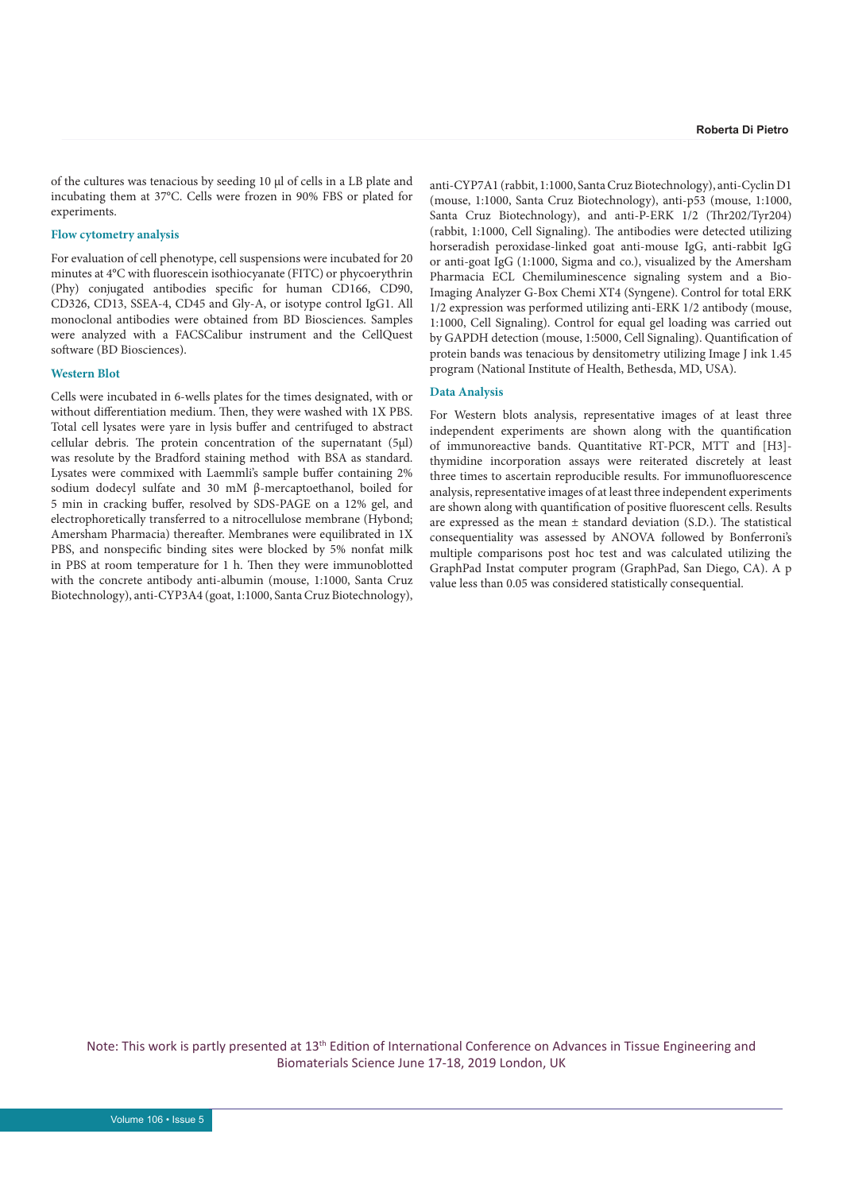of the cultures was tenacious by seeding 10 µl of cells in a LB plate and incubating them at 37°C. Cells were frozen in 90% FBS or plated for experiments.

### Flow cytometry analysis

For evaluation of cell phenotype, cell suspensions were incubated for 20 minutes at 4°C with fluorescein isothiocyanate (FITC) or phycoerythrin (Phy) conjugated antibodies specific for human CD166, CD90, CD326, CD13, SSEA-4, CD45 and Gly-A, or isotype control IgG1. All monoclonal antibodies were obtained from BD Biosciences. Samples were analyzed with a FACSCalibur instrument and the CellQuest software (BD Biosciences).

### Western Blot

Cells were incubated in 6-wells plates for the times designated, with or without differentiation medium. Then, they were washed with 1X PBS. Total cell lysates were yare in lysis buffer and centrifuged to abstract cellular debris. The protein concentration of the supernatant (5µl) was resolute by the Bradford staining method with BSA as standard. Lysates were commixed with Laemmli's sample buffer containing 2% sodium dodecyl sulfate and 30 mM β-mercaptoethanol, boiled for 5 min in cracking buffer, resolved by SDS-PAGE on a 12% gel, and electrophoretically transferred to a nitrocellulose membrane (Hybond; Amersham Pharmacia) thereafter. Membranes were equilibrated in 1X PBS, and nonspecific binding sites were blocked by 5% nonfat milk in PBS at room temperature for 1 h. Then they were immunoblotted with the concrete antibody anti-albumin (mouse, 1:1000, Santa Cruz Biotechnology), anti-CYP3A4 (goat, 1:1000, Santa Cruz Biotechnology), anti-CYP7A1 (rabbit, 1:1000, Santa Cruz Biotechnology), anti-Cyclin D1 (mouse, 1:1000, Santa Cruz Biotechnology), anti-p53 (mouse, 1:1000, Santa Cruz Biotechnology), and anti-P-ERK 1/2 (Thr202/Tyr204) (rabbit, 1:1000, Cell Signaling). The antibodies were detected utilizing horseradish peroxidase-linked goat anti-mouse IgG, anti-rabbit IgG or anti-goat IgG (1:1000, Sigma and co.), visualized by the Amersham Pharmacia ECL Chemiluminescence signaling system and a Bio-Imaging Analyzer G-Box Chemi XT4 (Syngene). Control for total ERK 1/2 expression was performed utilizing anti-ERK 1/2 antibody (mouse, 1:1000, Cell Signaling). Control for equal gel loading was carried out by GAPDH detection (mouse, 1:5000, Cell Signaling). Quantification of protein bands was tenacious by densitometry utilizing Image J ink 1.45 program (National Institute of Health, Bethesda, MD, USA).

### Data Analysis

For Western blots analysis, representative images of at least three independent experiments are shown along with the quantification of immunoreactive bands. Quantitative RT-PCR, MTT and [H3]-thymidine incorporation assays were reiterated discretely at least three times to ascertain reproducible results. For immunofluorescence analysis, representative images of at least three independent experiments are shown along with quantification of positive fluorescent cells. Results are expressed as the mean ± standard deviation (S.D.). The statistical consequentiality was assessed by ANOVA followed by Bonferroni's multiple comparisons post hoc test and was calculated utilizing the GraphPad Instat computer program (GraphPad, San Diego, CA). A p value less than 0.05 was considered statistically consequential.

Note: This work is partly presented at 13th Edition of International Conference on Advances in Tissue Engineering and Biomaterials Science June 17-18, 2019 London, UK